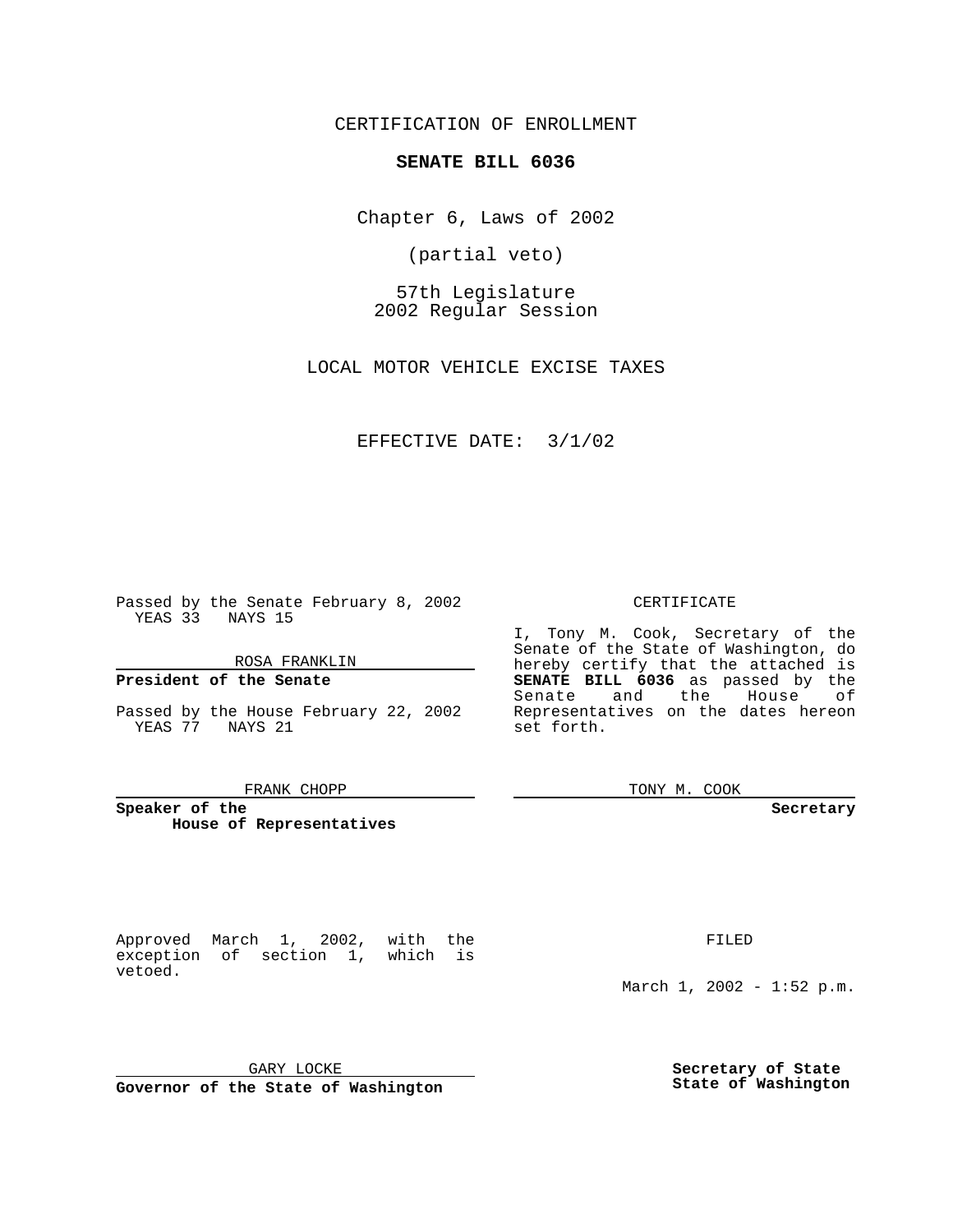CERTIFICATION OF ENROLLMENT

**SENATE BILL 6036**

Chapter 6, Laws of 2002

(partial veto)

57th Legislature
2002 Regular Session

LOCAL MOTOR VEHICLE EXCISE TAXES

EFFECTIVE DATE: 3/1/02

Passed by the Senate February 8, 2002
YEAS 33 NAYS 15

ROSA FRANKLIN

**President of the Senate**

Passed by the House February 22, 2002
YEAS 77 NAYS 21

FRANK CHOPP

**Speaker of the House of Representatives**

CERTIFICATE

I, Tony M. Cook, Secretary of the Senate of the State of Washington, do hereby certify that the attached is **SENATE BILL 6036** as passed by the Senate and the House of Representatives on the dates hereon set forth.

TONY M. COOK

**Secretary**

Approved March 1, 2002, with the exception of section 1, which is vetoed.

FILED

March 1, 2002 - 1:52 p.m.

GARY LOCKE

**Governor of the State of Washington**

**Secretary of State**
**State of Washington**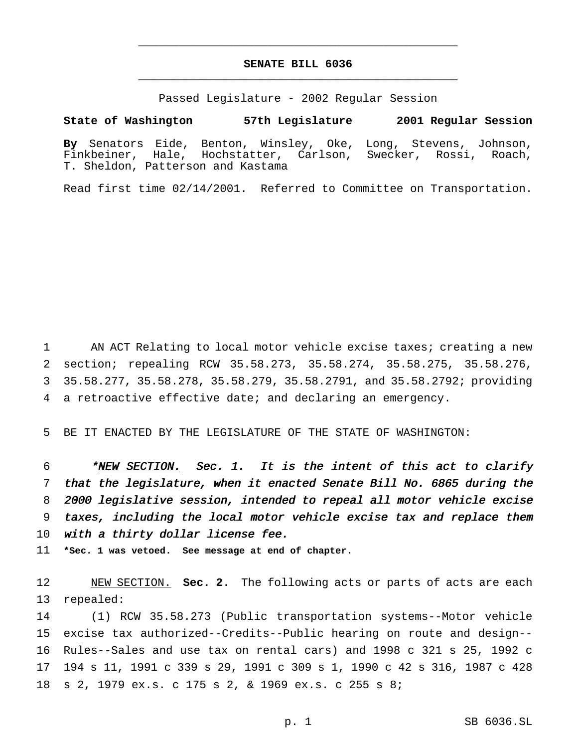**SENATE BILL 6036**

Passed Legislature - 2002 Regular Session

**State of Washington 57th Legislature 2001 Regular Session**

**By** Senators Eide, Benton, Winsley, Oke, Long, Stevens, Johnson, Finkbeiner, Hale, Hochstatter, Carlson, Swecker, Rossi, Roach, T. Sheldon, Patterson and Kastama

Read first time 02/14/2001. Referred to Committee on Transportation.

AN ACT Relating to local motor vehicle excise taxes; creating a new section; repealing RCW 35.58.273, 35.58.274, 35.58.275, 35.58.276, 35.58.277, 35.58.278, 35.58.279, 35.58.2791, and 35.58.2792; providing a retroactive effective date; and declaring an emergency.

BE IT ENACTED BY THE LEGISLATURE OF THE STATE OF WASHINGTON:

*\*NEW SECTION. Sec. 1. It is the intent of this act to clarify that the legislature, when it enacted Senate Bill No. 6865 during the 2000 legislative session, intended to repeal all motor vehicle excise taxes, including the local motor vehicle excise tax and replace them with a thirty dollar license fee.*

**\*Sec. 1 was vetoed. See message at end of chapter.**

NEW SECTION. **Sec. 2.** The following acts or parts of acts are each repealed:

(1) RCW 35.58.273 (Public transportation systems--Motor vehicle excise tax authorized--Credits--Public hearing on route and design--Rules--Sales and use tax on rental cars) and 1998 c 321 s 25, 1992 c 194 s 11, 1991 c 339 s 29, 1991 c 309 s 1, 1990 c 42 s 316, 1987 c 428 s 2, 1979 ex.s. c 175 s 2, & 1969 ex.s. c 255 s 8;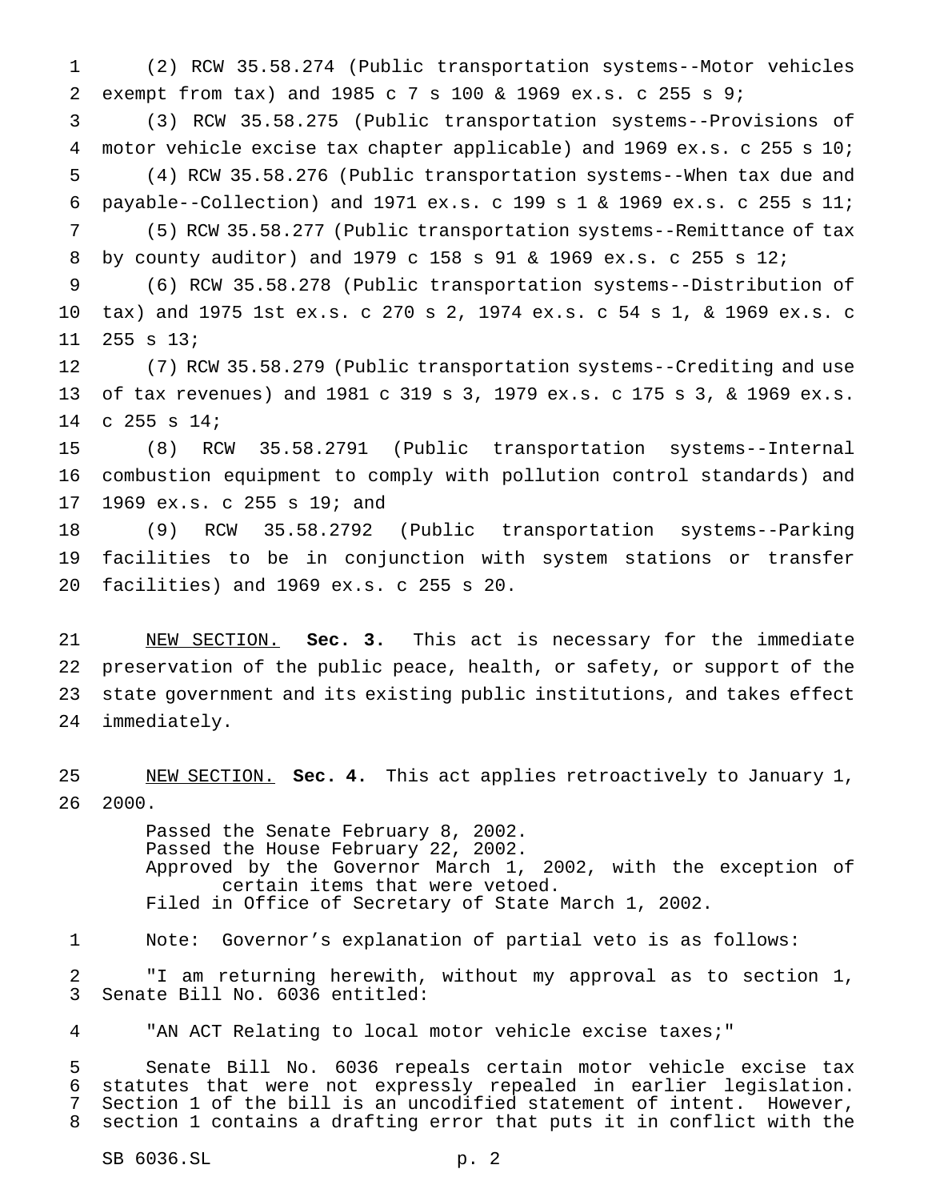(2) RCW 35.58.274 (Public transportation systems--Motor vehicles exempt from tax) and 1985 c 7 s 100 & 1969 ex.s. c 255 s 9;

(3) RCW 35.58.275 (Public transportation systems--Provisions of motor vehicle excise tax chapter applicable) and 1969 ex.s. c 255 s 10;

(4) RCW 35.58.276 (Public transportation systems--When tax due and payable--Collection) and 1971 ex.s. c 199 s 1 & 1969 ex.s. c 255 s 11;

(5) RCW 35.58.277 (Public transportation systems--Remittance of tax by county auditor) and 1979 c 158 s 91 & 1969 ex.s. c 255 s 12;

(6) RCW 35.58.278 (Public transportation systems--Distribution of tax) and 1975 1st ex.s. c 270 s 2, 1974 ex.s. c 54 s 1, & 1969 ex.s. c 255 s 13;

(7) RCW 35.58.279 (Public transportation systems--Crediting and use of tax revenues) and 1981 c 319 s 3, 1979 ex.s. c 175 s 3, & 1969 ex.s. c 255 s 14;

(8) RCW 35.58.2791 (Public transportation systems--Internal combustion equipment to comply with pollution control standards) and 1969 ex.s. c 255 s 19; and

(9) RCW 35.58.2792 (Public transportation systems--Parking facilities to be in conjunction with system stations or transfer facilities) and 1969 ex.s. c 255 s 20.

NEW SECTION. **Sec. 3.** This act is necessary for the immediate preservation of the public peace, health, or safety, or support of the state government and its existing public institutions, and takes effect immediately.

NEW SECTION. **Sec. 4.** This act applies retroactively to January 1, 2000.

Passed the Senate February 8, 2002.
Passed the House February 22, 2002.
Approved by the Governor March 1, 2002, with the exception of certain items that were vetoed.
Filed in Office of Secretary of State March 1, 2002.

Note: Governor's explanation of partial veto is as follows:

"I am returning herewith, without my approval as to section 1, Senate Bill No. 6036 entitled:

"AN ACT Relating to local motor vehicle excise taxes;"

Senate Bill No. 6036 repeals certain motor vehicle excise tax statutes that were not expressly repealed in earlier legislation. Section 1 of the bill is an uncodified statement of intent. However, section 1 contains a drafting error that puts it in conflict with the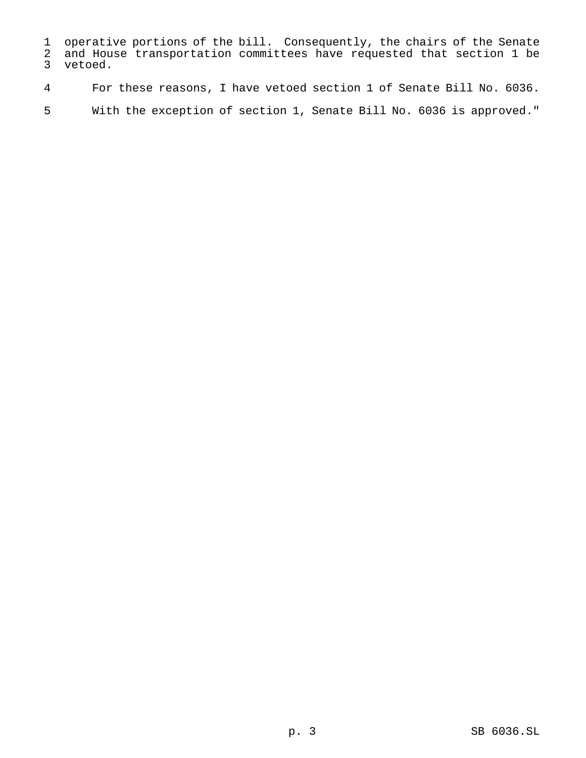operative portions of the bill. Consequently, the chairs of the Senate and House transportation committees have requested that section 1 be vetoed.

For these reasons, I have vetoed section 1 of Senate Bill No. 6036.

With the exception of section 1, Senate Bill No. 6036 is approved."